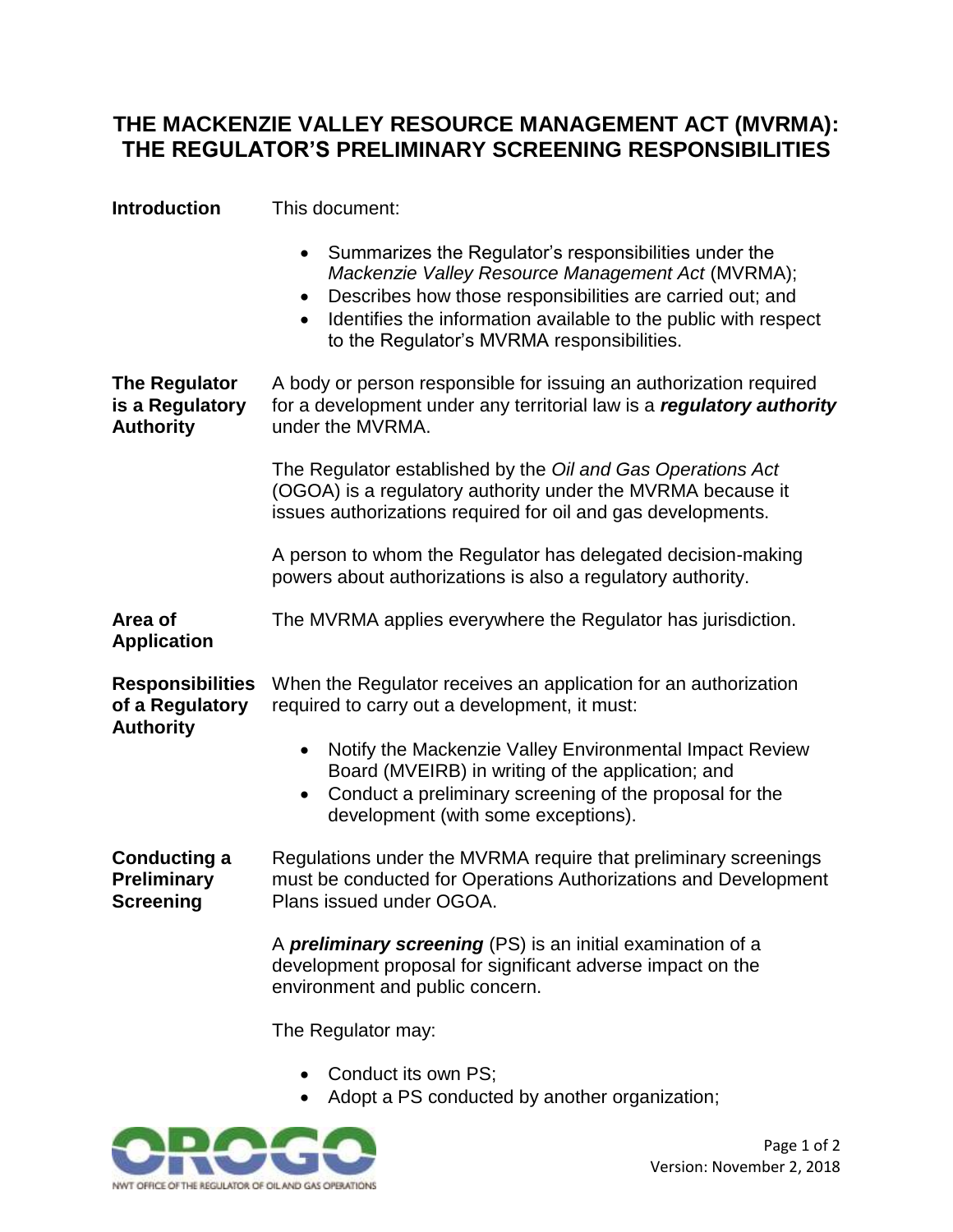# THE MACKENZIE VALLEY RESOURCE MANAGEMENT ACT (MVRMA): THE REGULATOR'S PRELIMINARY SCREENING RESPONSIBILITIES

## Introduction

This document:

- Summarizes the Regulator's responsibilities under the *Mackenzie Valley Resource Management Act* (MVRMA);
- Describes how those responsibilities are carried out; and
- Identifies the information available to the public with respect to the Regulator's MVRMA responsibilities.

## The Regulator is a Regulatory Authority

A body or person responsible for issuing an authorization required for a development under any territorial law is a ***regulatory authority*** under the MVRMA.

The Regulator established by the *Oil and Gas Operations Act* (OGOA) is a regulatory authority under the MVRMA because it issues authorizations required for oil and gas developments.

A person to whom the Regulator has delegated decision-making powers about authorizations is also a regulatory authority.

## Area of Application

The MVRMA applies everywhere the Regulator has jurisdiction.

## Responsibilities of a Regulatory Authority

When the Regulator receives an application for an authorization required to carry out a development, it must:

- Notify the Mackenzie Valley Environmental Impact Review Board (MVEIRB) in writing of the application; and
- Conduct a preliminary screening of the proposal for the development (with some exceptions).

## Conducting a Preliminary Screening

Regulations under the MVRMA require that preliminary screenings must be conducted for Operations Authorizations and Development Plans issued under OGOA.

A ***preliminary screening*** (PS) is an initial examination of a development proposal for significant adverse impact on the environment and public concern.

The Regulator may:

- Conduct its own PS;
- Adopt a PS conducted by another organization;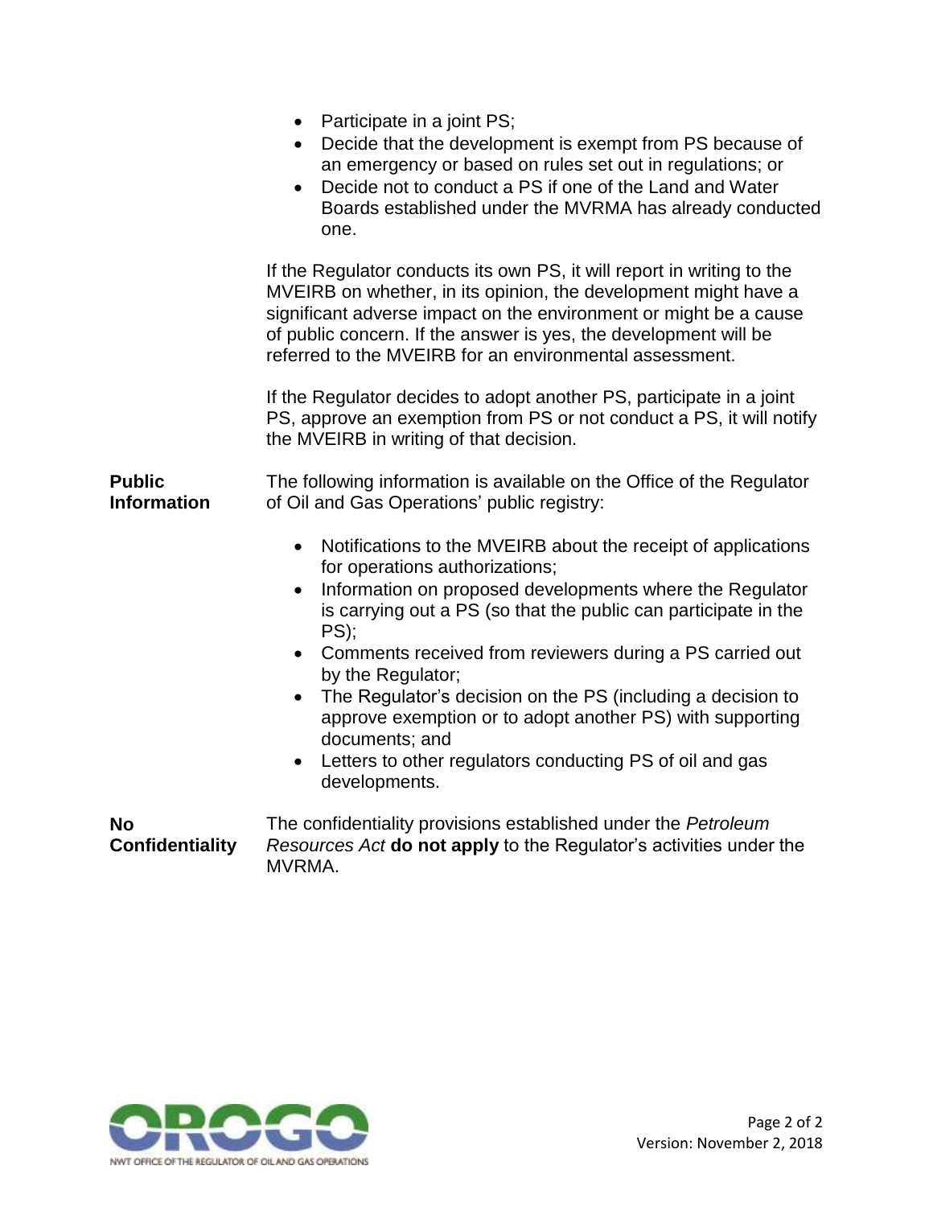- Participate in a joint PS;
- Decide that the development is exempt from PS because of an emergency or based on rules set out in regulations; or
- Decide not to conduct a PS if one of the Land and Water Boards established under the MVRMA has already conducted one.

If the Regulator conducts its own PS, it will report in writing to the MVEIRB on whether, in its opinion, the development might have a significant adverse impact on the environment or might be a cause of public concern. If the answer is yes, the development will be referred to the MVEIRB for an environmental assessment.

If the Regulator decides to adopt another PS, participate in a joint PS, approve an exemption from PS or not conduct a PS, it will notify the MVEIRB in writing of that decision.

**Public Information**

The following information is available on the Office of the Regulator of Oil and Gas Operations' public registry:

- Notifications to the MVEIRB about the receipt of applications for operations authorizations;
- Information on proposed developments where the Regulator is carrying out a PS (so that the public can participate in the PS);
- Comments received from reviewers during a PS carried out by the Regulator;
- The Regulator's decision on the PS (including a decision to approve exemption or to adopt another PS) with supporting documents; and
- Letters to other regulators conducting PS of oil and gas developments.

**No Confidentiality**

The confidentiality provisions established under the *Petroleum Resources Act* **do not apply** to the Regulator's activities under the MVRMA.

Version: November 2, 2018